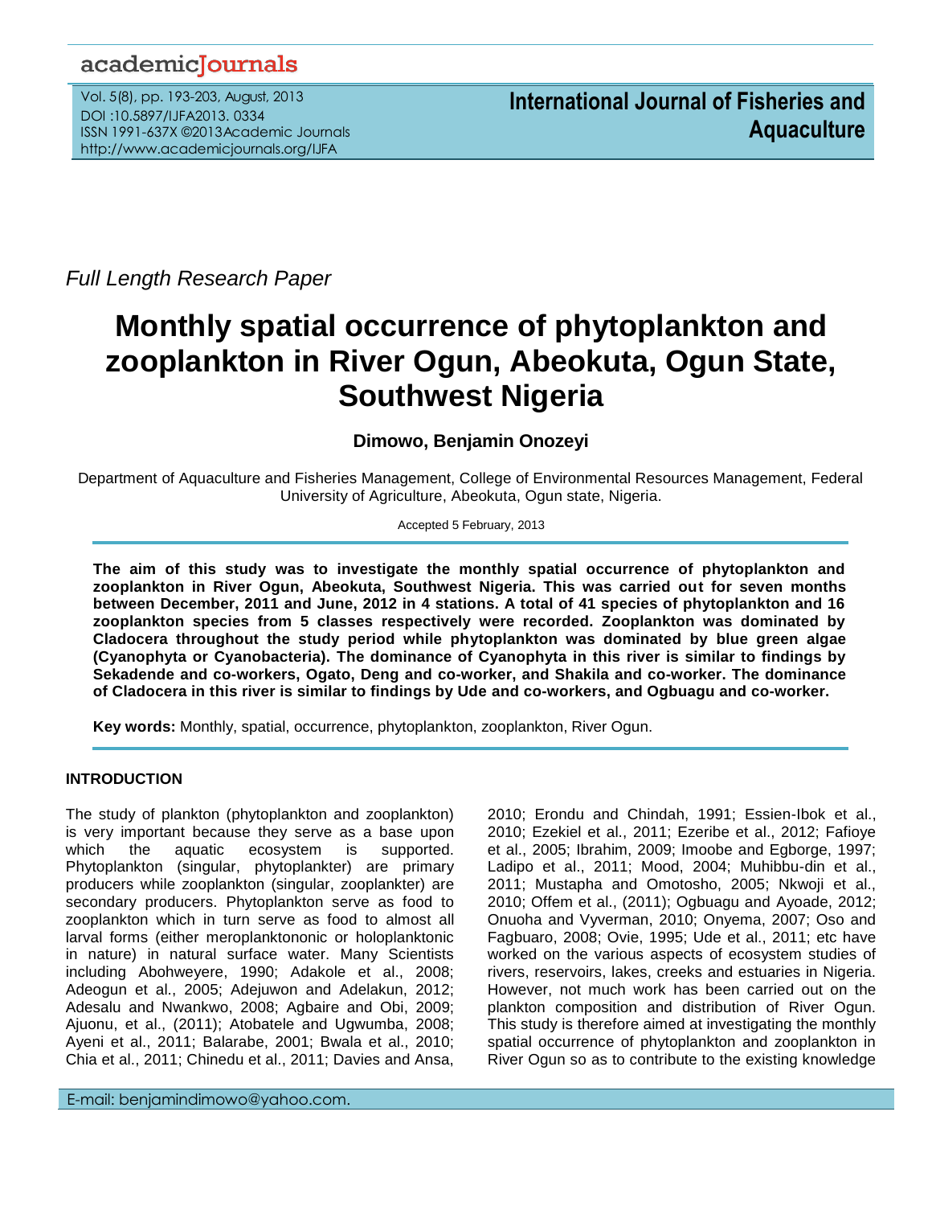*Full Length Research Paper*

# Monthly spatial occurrence of phytoplankton and zooplankton in River Ogun, Abeokuta, Ogun State, Southwest Nigeria

**Dimowo, Benjamin Onozeyi**

Department of Aquaculture and Fisheries Management, College of Environmental Resources Management, Federal University of Agriculture, Abeokuta, Ogun state, Nigeria.

Accepted 5 February, 2013

**The aim of this study was to investigate the monthly spatial occurrence of phytoplankton and zooplankton in River Ogun, Abeokuta, Southwest Nigeria. This was carried out for seven months between December, 2011 and June, 2012 in 4 stations. A total of 41 species of phytoplankton and 16 zooplankton species from 5 classes respectively were recorded. Zooplankton was dominated by Cladocera throughout the study period while phytoplankton was dominated by blue green algae (Cyanophyta or Cyanobacteria). The dominance of Cyanophyta in this river is similar to findings by Sekadende and co-workers, Ogato, Deng and co-worker, and Shakila and co-worker. The dominance of Cladocera in this river is similar to findings by Ude and co-workers, and Ogbuagu and co-worker.**

**Key words:** Monthly, spatial, occurrence, phytoplankton, zooplankton, River Ogun.

## INTRODUCTION

The study of plankton (phytoplankton and zooplankton) is very important because they serve as a base upon which the aquatic ecosystem is supported. Phytoplankton (singular, phytoplankter) are primary producers while zooplankton (singular, zooplankter) are secondary producers. Phytoplankton serve as food to zooplankton which in turn serve as food to almost all larval forms (either meroplanktononic or holoplanktonic in nature) in natural surface water. Many Scientists including Abohweyere, 1990; Adakole et al., 2008; Adeogun et al., 2005; Adejuwon and Adelakun, 2012; Adesalu and Nwankwo, 2008; Agbaire and Obi, 2009; Ajuonu, et al., (2011); Atobatele and Ugwumba, 2008; Ayeni et al., 2011; Balarabe, 2001; Bwala et al., 2010; Chia et al., 2011; Chinedu et al., 2011; Davies and Ansa, 2010; Erondu and Chindah, 1991; Essien-Ibok et al., 2010; Ezekiel et al., 2011; Ezeribe et al., 2012; Fafioye et al., 2005; Ibrahim, 2009; Imoobe and Egborge, 1997; Ladipo et al., 2011; Mood, 2004; Muhibbu-din et al., 2011; Mustapha and Omotosho, 2005; Nkwoji et al., 2010; Offem et al., (2011); Ogbuagu and Ayoade, 2012; Onuoha and Vyverman, 2010; Onyema, 2007; Oso and Fagbuaro, 2008; Ovie, 1995; Ude et al., 2011; etc have worked on the various aspects of ecosystem studies of rivers, reservoirs, lakes, creeks and estuaries in Nigeria. However, not much work has been carried out on the plankton composition and distribution of River Ogun. This study is therefore aimed at investigating the monthly spatial occurrence of phytoplankton and zooplankton in River Ogun so as to contribute to the existing knowledge

E-mail: benjamindimowo@yahoo.com.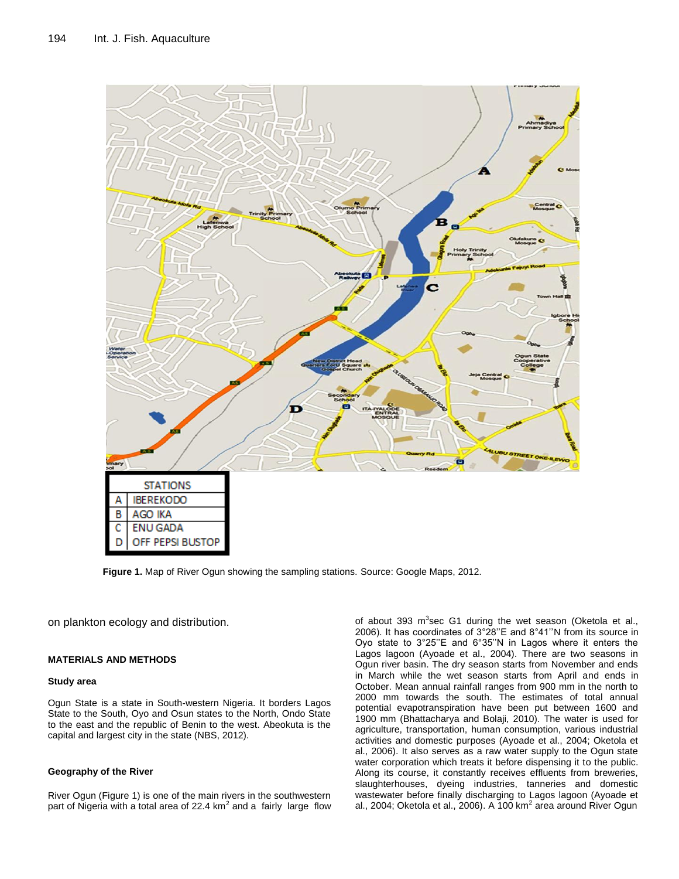**Figure 1.** Map of River Ogun showing the sampling stations. Source: Google Maps, 2012.

on plankton ecology and distribution.

## MATERIALS AND METHODS

### Study area

Ogun State is a state in South-western Nigeria. It borders Lagos State to the South, Oyo and Osun states to the North, Ondo State to the east and the republic of Benin to the west. Abeokuta is the capital and largest city in the state (NBS, 2012).

### Geography of the River

River Ogun (Figure 1) is one of the main rivers in the southwestern part of Nigeria with a total area of 22.4 $km^2$ and a fairly large flow of about 393 $m^3$sec G1 during the wet season (Oketola et al., 2006). It has coordinates of 3°28''E and 8°41''N from its source in Oyo state to 3°25''E and 6°35''N in Lagos where it enters the Lagos lagoon (Ayoade et al., 2004). There are two seasons in Ogun river basin. The dry season starts from November and ends in March while the wet season starts from April and ends in October. Mean annual rainfall ranges from 900 mm in the north to 2000 mm towards the south. The estimates of total annual potential evapotranspiration have been put between 1600 and 1900 mm (Bhattacharya and Bolaji, 2010). The water is used for agriculture, transportation, human consumption, various industrial activities and domestic purposes (Ayoade et al., 2004; Oketola et al., 2006). It also serves as a raw water supply to the Ogun state water corporation which treats it before dispensing it to the public. Along its course, it constantly receives effluents from breweries, slaughterhouses, dyeing industries, tanneries and domestic wastewater before finally discharging to Lagos lagoon (Ayoade et al., 2004; Oketola et al., 2006). A 100 $km^2$ area around River Ogun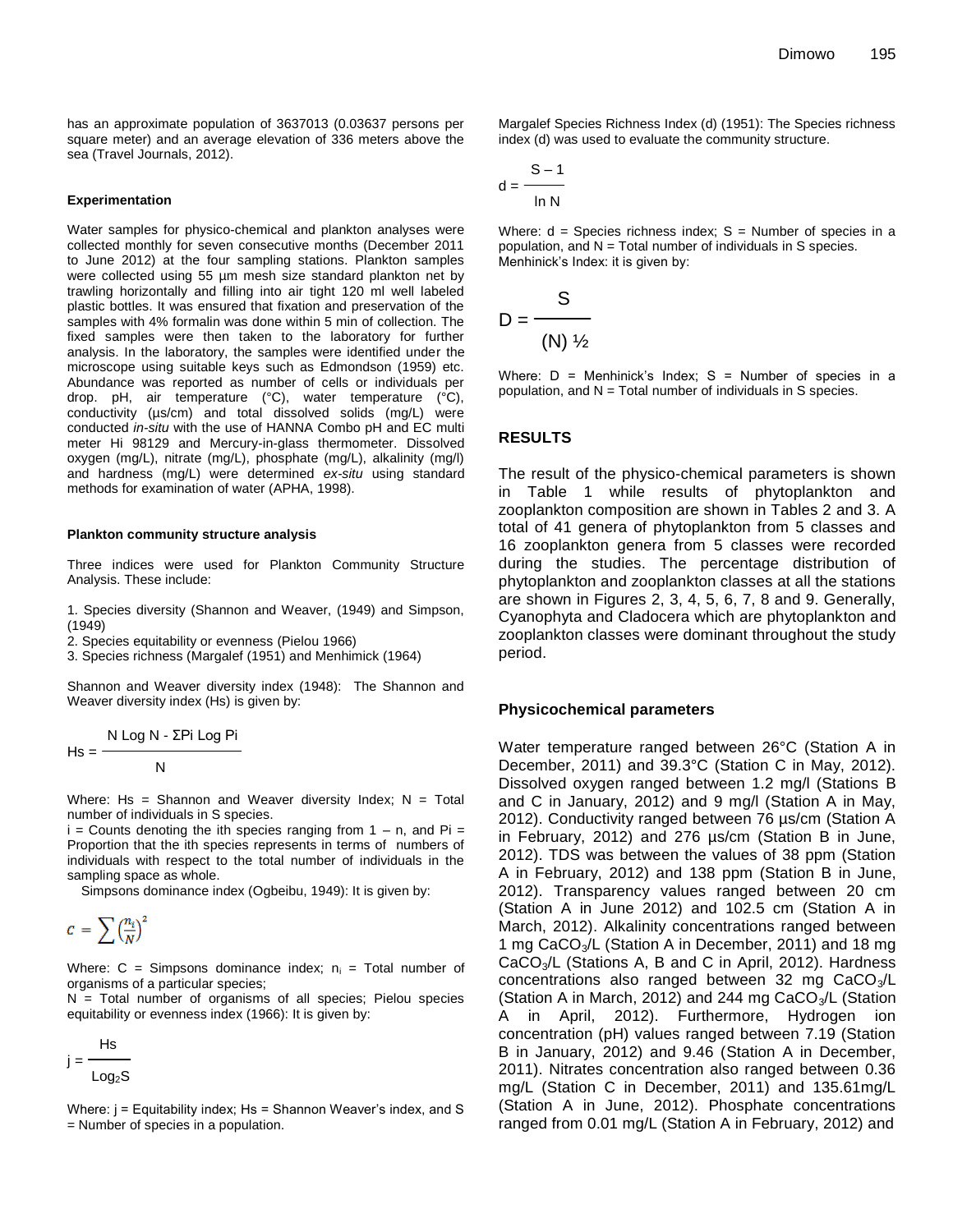has an approximate population of 3637013 (0.03637 persons per square meter) and an average elevation of 336 meters above the sea (Travel Journals, 2012).

#### Experimentation

Water samples for physico-chemical and plankton analyses were collected monthly for seven consecutive months (December 2011 to June 2012) at the four sampling stations. Plankton samples were collected using 55 µm mesh size standard plankton net by trawling horizontally and filling into air tight 120 ml well labeled plastic bottles. It was ensured that fixation and preservation of the samples with 4% formalin was done within 5 min of collection. The fixed samples were then taken to the laboratory for further analysis. In the laboratory, the samples were identified under the microscope using suitable keys such as Edmondson (1959) etc. Abundance was reported as number of cells or individuals per drop. pH, air temperature (°C), water temperature (°C), conductivity (µs/cm) and total dissolved solids (mg/L) were conducted *in-situ* with the use of HANNA Combo pH and EC multi meter Hi 98129 and Mercury-in-glass thermometer. Dissolved oxygen (mg/L), nitrate (mg/L), phosphate (mg/L), alkalinity (mg/l) and hardness (mg/L) were determined *ex-situ* using standard methods for examination of water (APHA, 1998).

#### Plankton community structure analysis

Three indices were used for Plankton Community Structure Analysis. These include:

1. Species diversity (Shannon and Weaver, (1949) and Simpson, (1949)
2. Species equitability or evenness (Pielou 1966)
3. Species richness (Margalef (1951) and Menhimick (1964)

Shannon and Weaver diversity index (1948): The Shannon and Weaver diversity index (Hs) is given by:

$$Hs = \frac{N \text{ Log } N - \Sigma Pi \text{ Log } Pi}{N}$$

Where: Hs = Shannon and Weaver diversity Index; N = Total number of individuals in S species.

i = Counts denoting the ith species ranging from 1 – n, and Pi = Proportion that the ith species represents in terms of numbers of individuals with respect to the total number of individuals in the sampling space as whole.

Simpsons dominance index (Ogbeibu, 1949): It is given by:

$$c = \sum \left(\frac{n_i}{N}\right)^2$$

Where: C = Simpsons dominance index; $n_i$ = Total number of organisms of a particular species;

N = Total number of organisms of all species; Pielou species equitability or evenness index (1966): It is given by:

$$j = \frac{Hs}{Log_2 S}$$

Where: j = Equitability index; Hs = Shannon Weaver's index, and S = Number of species in a population.

Margalef Species Richness Index (d) (1951): The Species richness index (d) was used to evaluate the community structure.

$$d = \frac{S - 1}{\ln N}$$

Where: d = Species richness index; S = Number of species in a population, and N = Total number of individuals in S species.

Menhinick's Index: it is given by:

$$D = \frac{S}{(N)^{1/2}}$$

Where: D = Menhinick's Index; S = Number of species in a population, and N = Total number of individuals in S species.

## RESULTS

The result of the physico-chemical parameters is shown in Table 1 while results of phytoplankton and zooplankton composition are shown in Tables 2 and 3. A total of 41 genera of phytoplankton from 5 classes and 16 zooplankton genera from 5 classes were recorded during the studies. The percentage distribution of phytoplankton and zooplankton classes at all the stations are shown in Figures 2, 3, 4, 5, 6, 7, 8 and 9. Generally, Cyanophyta and Cladocera which are phytoplankton and zooplankton classes were dominant throughout the study period.

### Physicochemical parameters

Water temperature ranged between 26°C (Station A in December, 2011) and 39.3°C (Station C in May, 2012). Dissolved oxygen ranged between 1.2 mg/l (Stations B and C in January, 2012) and 9 mg/l (Station A in May, 2012). Conductivity ranged between 76 µs/cm (Station A in February, 2012) and 276 µs/cm (Station B in June, 2012). TDS was between the values of 38 ppm (Station A in February, 2012) and 138 ppm (Station B in June, 2012). Transparency values ranged between 20 cm (Station A in June 2012) and 102.5 cm (Station A in March, 2012). Alkalinity concentrations ranged between 1 mg $CaCO_3$/L (Station A in December, 2011) and 18 mg $CaCO_3$/L (Stations A, B and C in April, 2012). Hardness concentrations also ranged between 32 mg $CaCO_3$/L (Station A in March, 2012) and 244 mg $CaCO_3$/L (Station A in April, 2012). Furthermore, Hydrogen ion concentration (pH) values ranged between 7.19 (Station B in January, 2012) and 9.46 (Station A in December, 2011). Nitrates concentration also ranged between 0.36 mg/L (Station C in December, 2011) and 135.61mg/L (Station A in June, 2012). Phosphate concentrations ranged from 0.01 mg/L (Station A in February, 2012) and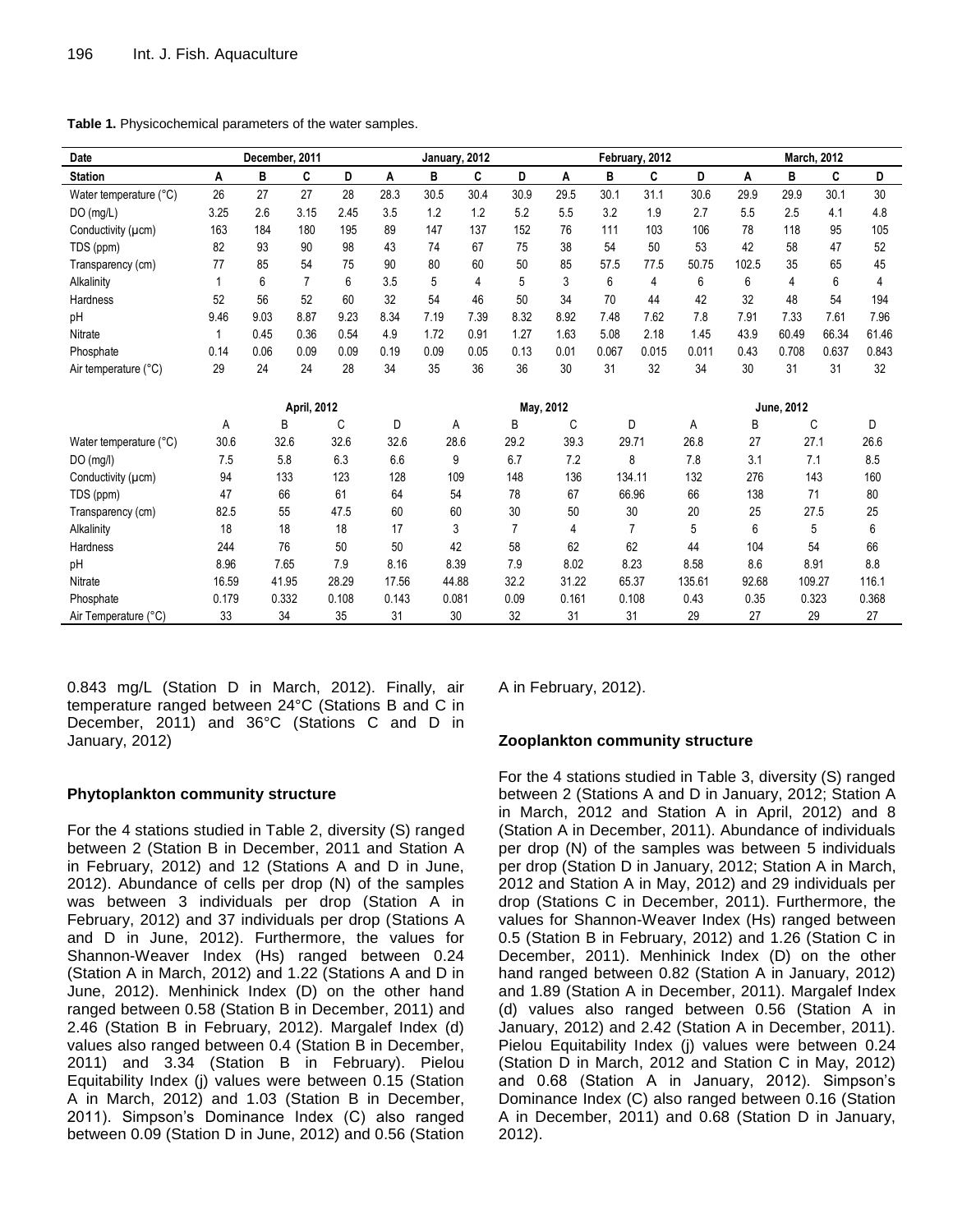**Table 1.** Physicochemical parameters of the water samples.

| Date | December, 2011 | | | | January, 2012 | | | | February, 2012 | | | | March, 2012 | | | |
|---|---|---|---|---|---|---|---|---|---|---|---|---|---|---|---|---|
| **Station** | **A** | **B** | **C** | **D** | **A** | **B** | **C** | **D** | **A** | **B** | **C** | **D** | **A** | **B** | **C** | **D** |
| Water temperature (°C) | 26 | 27 | 27 | 28 | 28.3 | 30.5 | 30.4 | 30.9 | 29.5 | 30.1 | 31.1 | 30.6 | 29.9 | 29.9 | 30.1 | 30 |
| DO (mg/L) | 3.25 | 2.6 | 3.15 | 2.45 | 3.5 | 1.2 | 1.2 | 5.2 | 5.5 | 3.2 | 1.9 | 2.7 | 5.5 | 2.5 | 4.1 | 4.8 |
| Conductivity (µcm) | 163 | 184 | 180 | 195 | 89 | 147 | 137 | 152 | 76 | 111 | 103 | 106 | 78 | 118 | 95 | 105 |
| TDS (ppm) | 82 | 93 | 90 | 98 | 43 | 74 | 67 | 75 | 38 | 54 | 50 | 53 | 42 | 58 | 47 | 52 |
| Transparency (cm) | 77 | 85 | 54 | 75 | 90 | 80 | 60 | 50 | 85 | 57.5 | 77.5 | 50.75 | 102.5 | 35 | 65 | 45 |
| Alkalinity | 1 | 6 | 7 | 6 | 3.5 | 5 | 4 | 5 | 3 | 6 | 4 | 6 | 6 | 4 | 6 | 4 |
| Hardness | 52 | 56 | 52 | 60 | 32 | 54 | 46 | 50 | 34 | 70 | 44 | 42 | 32 | 48 | 54 | 194 |
| pH | 9.46 | 9.03 | 8.87 | 9.23 | 8.34 | 7.19 | 7.39 | 8.32 | 8.92 | 7.48 | 7.62 | 7.8 | 7.91 | 7.33 | 7.61 | 7.96 |
| Nitrate | 1 | 0.45 | 0.36 | 0.54 | 4.9 | 1.72 | 0.91 | 1.27 | 1.63 | 5.08 | 2.18 | 1.45 | 43.9 | 60.49 | 66.34 | 61.46 |
| Phosphate | 0.14 | 0.06 | 0.09 | 0.09 | 0.19 | 0.09 | 0.05 | 0.13 | 0.01 | 0.067 | 0.015 | 0.011 | 0.43 | 0.708 | 0.637 | 0.843 |
| Air temperature (°C) | 29 | 24 | 24 | 28 | 34 | 35 | 36 | 36 | 30 | 31 | 32 | 34 | 30 | 31 | 31 | 32 |

| | April, 2012 | | | | May, 2012 | | | | June, 2012 | | | |
|---|---|---|---|---|---|---|---|---|---|---|---|---|
| | A | B | C | D | A | B | C | D | A | B | C | D |
| Water temperature (°C) | 30.6 | 32.6 | 32.6 | 32.6 | 28.6 | 29.2 | 39.3 | 29.71 | 26.8 | 27 | 27.1 | 26.6 |
| DO (mg/l) | 7.5 | 5.8 | 6.3 | 6.6 | 9 | 6.7 | 7.2 | 8 | 7.8 | 3.1 | 7.1 | 8.5 |
| Conductivity (µcm) | 94 | 133 | 123 | 128 | 109 | 148 | 136 | 134.11 | 132 | 276 | 143 | 160 |
| TDS (ppm) | 47 | 66 | 61 | 64 | 54 | 78 | 67 | 66.96 | 66 | 138 | 71 | 80 |
| Transparency (cm) | 82.5 | 55 | 47.5 | 60 | 60 | 30 | 50 | 30 | 20 | 25 | 27.5 | 25 |
| Alkalinity | 18 | 18 | 18 | 17 | 3 | 7 | 4 | 7 | 5 | 6 | 5 | 6 |
| Hardness | 244 | 76 | 50 | 50 | 42 | 58 | 62 | 62 | 44 | 104 | 54 | 66 |
| pH | 8.96 | 7.65 | 7.9 | 8.16 | 8.39 | 7.9 | 8.02 | 8.23 | 8.58 | 8.6 | 8.91 | 8.8 |
| Nitrate | 16.59 | 41.95 | 28.29 | 17.56 | 44.88 | 32.2 | 31.22 | 65.37 | 135.61 | 92.68 | 109.27 | 116.1 |
| Phosphate | 0.179 | 0.332 | 0.108 | 0.143 | 0.081 | 0.09 | 0.161 | 0.108 | 0.43 | 0.35 | 0.323 | 0.368 |
| Air Temperature (°C) | 33 | 34 | 35 | 31 | 30 | 32 | 31 | 31 | 29 | 27 | 29 | 27 |

0.843 mg/L (Station D in March, 2012). Finally, air temperature ranged between 24°C (Stations B and C in December, 2011) and 36°C (Stations C and D in January, 2012)

### Phytoplankton community structure

For the 4 stations studied in Table 2, diversity (S) ranged between 2 (Station B in December, 2011 and Station A in February, 2012) and 12 (Stations A and D in June, 2012). Abundance of cells per drop (N) of the samples was between 3 individuals per drop (Station A in February, 2012) and 37 individuals per drop (Stations A and D in June, 2012). Furthermore, the values for Shannon-Weaver Index (Hs) ranged between 0.24 (Station A in March, 2012) and 1.22 (Stations A and D in June, 2012). Menhinick Index (D) on the other hand ranged between 0.58 (Station B in December, 2011) and 2.46 (Station B in February, 2012). Margalef Index (d) values also ranged between 0.4 (Station B in December, 2011) and 3.34 (Station B in February). Pielou Equitability Index (j) values were between 0.15 (Station A in March, 2012) and 1.03 (Station B in December, 2011). Simpson's Dominance Index (C) also ranged between 0.09 (Station D in June, 2012) and 0.56 (Station A in February, 2012).

### Zooplankton community structure

For the 4 stations studied in Table 3, diversity (S) ranged between 2 (Stations A and D in January, 2012; Station A in March, 2012 and Station A in April, 2012) and 8 (Station A in December, 2011). Abundance of individuals per drop (N) of the samples was between 5 individuals per drop (Station D in January, 2012; Station A in March, 2012 and Station A in May, 2012) and 29 individuals per drop (Stations C in December, 2011). Furthermore, the values for Shannon-Weaver Index (Hs) ranged between 0.5 (Station B in February, 2012) and 1.26 (Station C in December, 2011). Menhinick Index (D) on the other hand ranged between 0.82 (Station A in January, 2012) and 1.89 (Station A in December, 2011). Margalef Index (d) values also ranged between 0.56 (Station A in January, 2012) and 2.42 (Station A in December, 2011). Pielou Equitability Index (j) values were between 0.24 (Station D in March, 2012 and Station C in May, 2012) and 0.68 (Station A in January, 2012). Simpson's Dominance Index (C) also ranged between 0.16 (Station A in December, 2011) and 0.68 (Station D in January, 2012).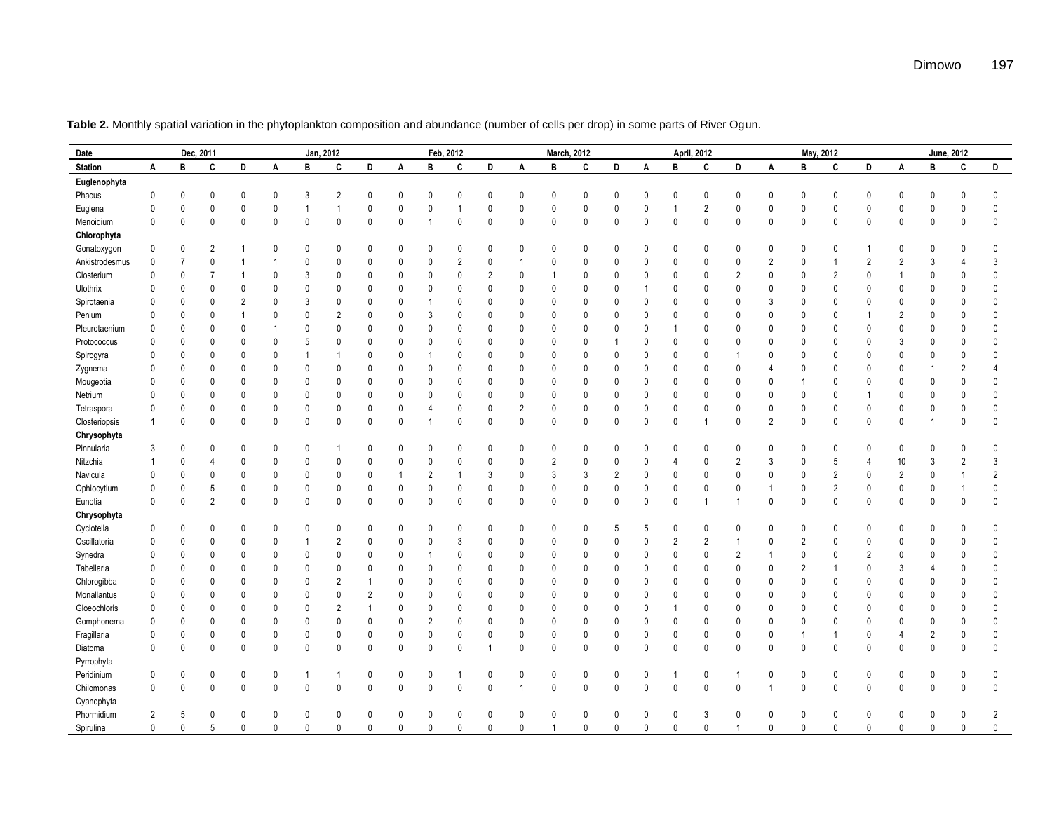**Table 2.** Monthly spatial variation in the phytoplankton composition and abundance (number of cells per drop) in some parts of River Ogun.

| Date | Dec, 2011 | | | | Jan, 2012 | | | | Feb, 2012 | | | | March, 2012 | | | | April, 2012 | | | | May, 2012 | | | | June, 2012 | | | |
|---|---|---|---|---|---|---|---|---|---|---|---|---|---|---|---|---|---|---|---|---|---|---|---|---|---|---|---|---|
| Station | A | B | C | D | A | B | C | D | A | B | C | D | A | B | C | D | A | B | C | D | A | B | C | D | A | B | C | D |
| **Euglenophyta** | | | | | | | | | | | | | | | | | | | | | | | | | | | | |
| Phacus | 0 | 0 | 0 | 0 | 0 | 3 | 2 | 0 | 0 | 0 | 0 | 0 | 0 | 0 | 0 | 0 | 0 | 0 | 0 | 0 | 0 | 0 | 0 | 0 | 0 | 0 | 0 | 0 |
| Euglena | 0 | 0 | 0 | 0 | 0 | 1 | 1 | 0 | 0 | 0 | 1 | 0 | 0 | 0 | 0 | 0 | 0 | 1 | 2 | 0 | 0 | 0 | 0 | 0 | 0 | 0 | 0 | 0 |
| Menoidium | 0 | 0 | 0 | 0 | 0 | 0 | 0 | 0 | 0 | 1 | 0 | 0 | 0 | 0 | 0 | 0 | 0 | 0 | 0 | 0 | 0 | 0 | 0 | 0 | 0 | 0 | 0 | 0 |
| **Chlorophyta** | | | | | | | | | | | | | | | | | | | | | | | | | | | | |
| Gonatoxygon | 0 | 0 | 2 | 1 | 0 | 0 | 0 | 0 | 0 | 0 | 0 | 0 | 0 | 0 | 0 | 0 | 0 | 0 | 0 | 0 | 0 | 0 | 0 | 1 | 0 | 0 | 0 | 0 |
| Ankistrodesmus | 0 | 7 | 0 | 1 | 1 | 0 | 0 | 0 | 0 | 0 | 2 | 0 | 1 | 0 | 0 | 0 | 0 | 0 | 0 | 0 | 2 | 0 | 1 | 2 | 2 | 3 | 4 | 3 |
| Closterium | 0 | 0 | 7 | 1 | 0 | 3 | 0 | 0 | 0 | 0 | 0 | 2 | 0 | 1 | 0 | 0 | 0 | 0 | 0 | 2 | 0 | 0 | 2 | 0 | 1 | 0 | 0 | 0 |
| Ulothrix | 0 | 0 | 0 | 0 | 0 | 0 | 0 | 0 | 0 | 0 | 0 | 0 | 0 | 0 | 0 | 0 | 1 | 0 | 0 | 0 | 0 | 0 | 0 | 0 | 0 | 0 | 0 | 0 |
| Spirotaenia | 0 | 0 | 0 | 2 | 0 | 3 | 0 | 0 | 0 | 1 | 0 | 0 | 0 | 0 | 0 | 0 | 0 | 0 | 0 | 0 | 3 | 0 | 0 | 0 | 0 | 0 | 0 | 0 |
| Penium | 0 | 0 | 0 | 1 | 0 | 0 | 2 | 0 | 0 | 3 | 0 | 0 | 0 | 0 | 0 | 0 | 0 | 0 | 0 | 0 | 0 | 0 | 0 | 1 | 2 | 0 | 0 | 0 |
| Pleurotaenium | 0 | 0 | 0 | 0 | 1 | 0 | 0 | 0 | 0 | 0 | 0 | 0 | 0 | 0 | 0 | 0 | 0 | 1 | 0 | 0 | 0 | 0 | 0 | 0 | 0 | 0 | 0 | 0 |
| Protococcus | 0 | 0 | 0 | 0 | 0 | 5 | 0 | 0 | 0 | 0 | 0 | 0 | 0 | 0 | 0 | 1 | 0 | 0 | 0 | 0 | 0 | 0 | 0 | 0 | 3 | 0 | 0 | 0 |
| Spirogyra | 0 | 0 | 0 | 0 | 0 | 1 | 1 | 0 | 0 | 1 | 0 | 0 | 0 | 0 | 0 | 0 | 0 | 0 | 0 | 1 | 0 | 0 | 0 | 0 | 0 | 0 | 0 | 0 |
| Zygnema | 0 | 0 | 0 | 0 | 0 | 0 | 0 | 0 | 0 | 0 | 0 | 0 | 0 | 0 | 0 | 0 | 0 | 0 | 0 | 0 | 4 | 0 | 0 | 0 | 0 | 1 | 2 | 4 |
| Mougeotia | 0 | 0 | 0 | 0 | 0 | 0 | 0 | 0 | 0 | 0 | 0 | 0 | 0 | 0 | 0 | 0 | 0 | 0 | 0 | 0 | 0 | 1 | 0 | 0 | 0 | 0 | 0 | 0 |
| Netrium | 0 | 0 | 0 | 0 | 0 | 0 | 0 | 0 | 0 | 0 | 0 | 0 | 0 | 0 | 0 | 0 | 0 | 0 | 0 | 0 | 0 | 0 | 0 | 1 | 0 | 0 | 0 | 0 |
| Tetraspora | 0 | 0 | 0 | 0 | 0 | 0 | 0 | 0 | 0 | 4 | 0 | 0 | 2 | 0 | 0 | 0 | 0 | 0 | 0 | 0 | 0 | 0 | 0 | 0 | 0 | 0 | 0 | 0 |
| Closteriopsis | 1 | 0 | 0 | 0 | 0 | 0 | 0 | 0 | 0 | 1 | 0 | 0 | 0 | 0 | 0 | 0 | 0 | 0 | 1 | 0 | 2 | 0 | 0 | 0 | 0 | 1 | 0 | 0 |
| **Chrysophyta** | | | | | | | | | | | | | | | | | | | | | | | | | | | | |
| Pinnularia | 3 | 0 | 0 | 0 | 0 | 0 | 1 | 0 | 0 | 0 | 0 | 0 | 0 | 0 | 0 | 0 | 0 | 0 | 0 | 0 | 0 | 0 | 0 | 0 | 0 | 0 | 0 | 0 |
| Nitzchia | 1 | 0 | 4 | 0 | 0 | 0 | 0 | 0 | 0 | 0 | 0 | 0 | 0 | 2 | 0 | 0 | 0 | 4 | 0 | 2 | 3 | 0 | 5 | 4 | 10 | 3 | 2 | 3 |
| Navicula | 0 | 0 | 0 | 0 | 0 | 0 | 0 | 0 | 1 | 2 | 1 | 3 | 0 | 3 | 3 | 2 | 0 | 0 | 0 | 0 | 0 | 0 | 2 | 0 | 2 | 0 | 1 | 2 |
| Ophiocytium | 0 | 0 | 5 | 0 | 0 | 0 | 0 | 0 | 0 | 0 | 0 | 0 | 0 | 0 | 0 | 0 | 0 | 0 | 0 | 0 | 1 | 0 | 2 | 0 | 0 | 0 | 1 | 0 |
| Eunotia | 0 | 0 | 2 | 0 | 0 | 0 | 0 | 0 | 0 | 0 | 0 | 0 | 0 | 0 | 0 | 0 | 0 | 0 | 1 | 1 | 0 | 0 | 0 | 0 | 0 | 0 | 0 | 0 |
| **Chrysophyta** | | | | | | | | | | | | | | | | | | | | | | | | | | | | |
| Cyclotella | 0 | 0 | 0 | 0 | 0 | 0 | 0 | 0 | 0 | 0 | 0 | 0 | 0 | 0 | 0 | 5 | 5 | 0 | 0 | 0 | 0 | 0 | 0 | 0 | 0 | 0 | 0 | 0 |
| Oscillatoria | 0 | 0 | 0 | 0 | 0 | 1 | 2 | 0 | 0 | 0 | 3 | 0 | 0 | 0 | 0 | 0 | 0 | 2 | 2 | 1 | 0 | 2 | 0 | 0 | 0 | 0 | 0 | 0 |
| Synedra | 0 | 0 | 0 | 0 | 0 | 0 | 0 | 0 | 0 | 1 | 0 | 0 | 0 | 0 | 0 | 0 | 0 | 0 | 0 | 2 | 1 | 0 | 0 | 2 | 0 | 0 | 0 | 0 |
| Tabellaria | 0 | 0 | 0 | 0 | 0 | 0 | 0 | 0 | 0 | 0 | 0 | 0 | 0 | 0 | 0 | 0 | 0 | 0 | 0 | 0 | 0 | 2 | 1 | 0 | 3 | 4 | 0 | 0 |
| Chlorogibba | 0 | 0 | 0 | 0 | 0 | 0 | 2 | 1 | 0 | 0 | 0 | 0 | 0 | 0 | 0 | 0 | 0 | 0 | 0 | 0 | 0 | 0 | 0 | 0 | 0 | 0 | 0 | 0 |
| Monallantus | 0 | 0 | 0 | 0 | 0 | 0 | 0 | 2 | 0 | 0 | 0 | 0 | 0 | 0 | 0 | 0 | 0 | 0 | 0 | 0 | 0 | 0 | 0 | 0 | 0 | 0 | 0 | 0 |
| Gloeochloris | 0 | 0 | 0 | 0 | 0 | 0 | 2 | 1 | 0 | 0 | 0 | 0 | 0 | 0 | 0 | 0 | 0 | 1 | 0 | 0 | 0 | 0 | 0 | 0 | 0 | 0 | 0 | 0 |
| Gomphonema | 0 | 0 | 0 | 0 | 0 | 0 | 0 | 0 | 0 | 2 | 0 | 0 | 0 | 0 | 0 | 0 | 0 | 0 | 0 | 0 | 0 | 0 | 0 | 0 | 0 | 0 | 0 | 0 |
| Fragillaria | 0 | 0 | 0 | 0 | 0 | 0 | 0 | 0 | 0 | 0 | 0 | 0 | 0 | 0 | 0 | 0 | 0 | 0 | 0 | 0 | 0 | 1 | 1 | 0 | 4 | 2 | 0 | 0 |
| Diatoma | 0 | 0 | 0 | 0 | 0 | 0 | 0 | 0 | 0 | 0 | 0 | 1 | 0 | 0 | 0 | 0 | 0 | 0 | 0 | 0 | 0 | 0 | 0 | 0 | 0 | 0 | 0 | 0 |
| Pyrrophyta | | | | | | | | | | | | | | | | | | | | | | | | | | | | |
| Peridinium | 0 | 0 | 0 | 0 | 0 | 1 | 1 | 0 | 0 | 0 | 1 | 0 | 0 | 0 | 0 | 0 | 0 | 1 | 0 | 1 | 0 | 0 | 0 | 0 | 0 | 0 | 0 | 0 |
| Chilomonas | 0 | 0 | 0 | 0 | 0 | 0 | 0 | 0 | 0 | 0 | 0 | 0 | 1 | 0 | 0 | 0 | 0 | 0 | 0 | 0 | 1 | 0 | 0 | 0 | 0 | 0 | 0 | 0 |
| Cyanophyta | | | | | | | | | | | | | | | | | | | | | | | | | | | | |
| Phormidium | 2 | 5 | 0 | 0 | 0 | 0 | 0 | 0 | 0 | 0 | 0 | 0 | 0 | 0 | 0 | 0 | 0 | 0 | 3 | 0 | 0 | 0 | 0 | 0 | 0 | 0 | 0 | 2 |
| Spirulina | 0 | 0 | 5 | 0 | 0 | 0 | 0 | 0 | 0 | 0 | 0 | 0 | 0 | 1 | 0 | 0 | 0 | 0 | 0 | 1 | 0 | 0 | 0 | 0 | 0 | 0 | 0 | 0 |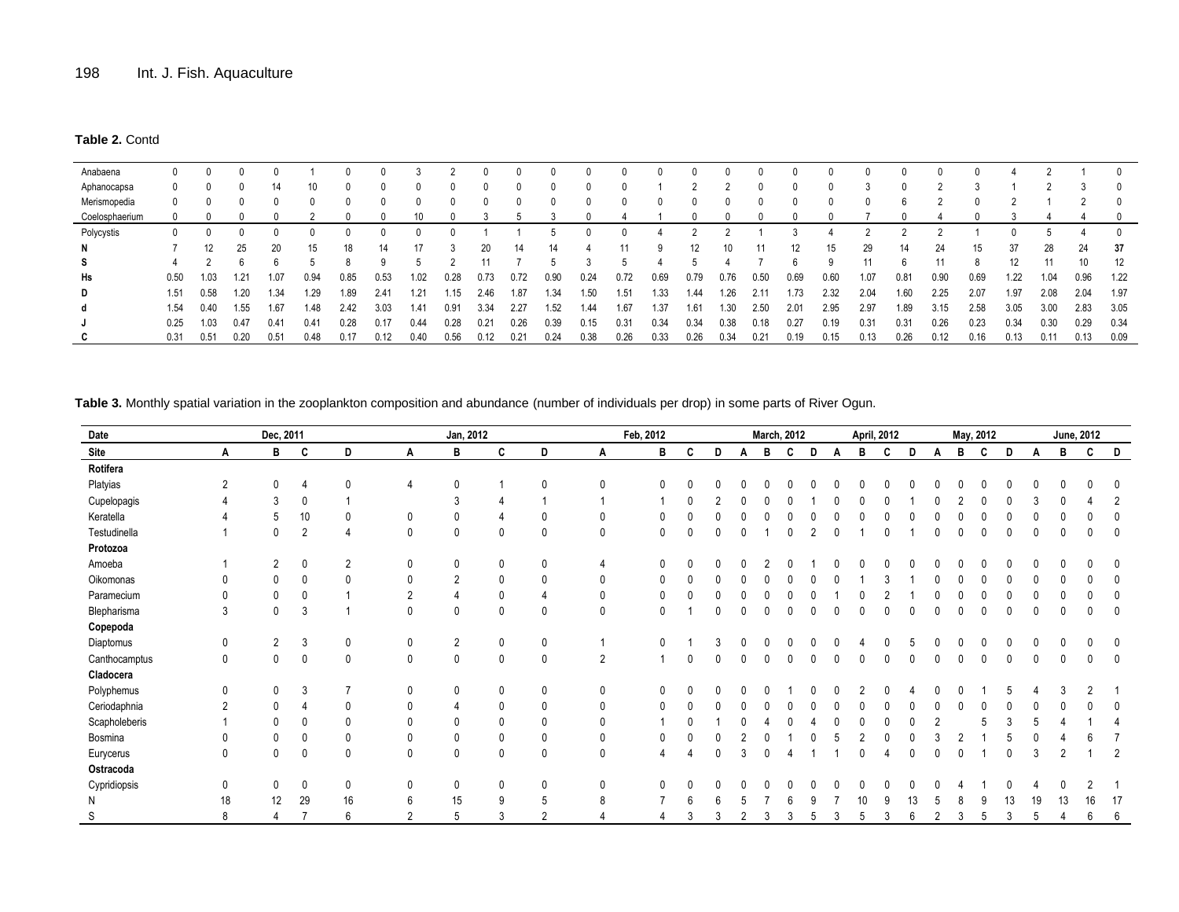**Table 2.** Contd

| | | | | | | | | | | | | | | | | | | | | | | | | | | | | |
|---|---|---|---|---|---|---|---|---|---|---|---|---|---|---|---|---|---|---|---|---|---|---|---|---|---|---|---|---|
| Anabaena | 0 | 0 | 0 | 0 | 1 | 0 | 0 | 3 | 2 | 0 | 0 | 0 | 0 | 0 | 0 | 0 | 0 | 0 | 0 | 0 | 0 | 0 | 0 | 0 | 4 | 2 | 1 | 0 |
| Aphanocapsa | 0 | 0 | 0 | 14 | 10 | 0 | 0 | 0 | 0 | 0 | 0 | 0 | 0 | 0 | 1 | 2 | 2 | 0 | 0 | 0 | 3 | 0 | 2 | 3 | 1 | 2 | 3 | 0 |
| Merismopedia | 0 | 0 | 0 | 0 | 0 | 0 | 0 | 0 | 0 | 0 | 0 | 0 | 0 | 0 | 0 | 0 | 0 | 0 | 0 | 0 | 0 | 6 | 2 | 0 | 2 | 1 | 2 | 0 |
| Coelosphaerium | 0 | 0 | 0 | 0 | 2 | 0 | 0 | 10 | 0 | 3 | 5 | 3 | 0 | 4 | 1 | 0 | 0 | 0 | 0 | 0 | 7 | 0 | 4 | 0 | 3 | 4 | 4 | 0 |
| Polycystis | 0 | 0 | 0 | 0 | 0 | 0 | 0 | 0 | 0 | 1 | 1 | 5 | 0 | 0 | 4 | 2 | 2 | 1 | 3 | 4 | 2 | 2 | 2 | 1 | 0 | 5 | 4 | 0 |
| **N** | 7 | 12 | 25 | 20 | 15 | 18 | 14 | 17 | 3 | 20 | 14 | 14 | 4 | 11 | 9 | 12 | 10 | 11 | 12 | 15 | 29 | 14 | 24 | 15 | 37 | 28 | 24 | **37** |
| **S** | 4 | 2 | 6 | 6 | 5 | 8 | 9 | 5 | 2 | 11 | 7 | 5 | 3 | 5 | 4 | 5 | 4 | 7 | 6 | 9 | 11 | 6 | 11 | 8 | 12 | 11 | 10 | 12 |
| **Hs** | 0.50 | 1.03 | 1.21 | 1.07 | 0.94 | 0.85 | 0.53 | 1.02 | 0.28 | 0.73 | 0.72 | 0.90 | 0.24 | 0.72 | 0.69 | 0.79 | 0.76 | 0.50 | 0.69 | 0.60 | 1.07 | 0.81 | 0.90 | 0.69 | 1.22 | 1.04 | 0.96 | 1.22 |
| **D** | 1.51 | 0.58 | 1.20 | 1.34 | 1.29 | 1.89 | 2.41 | 1.21 | 1.15 | 2.46 | 1.87 | 1.34 | 1.50 | 1.51 | 1.33 | 1.44 | 1.26 | 2.11 | 1.73 | 2.32 | 2.04 | 1.60 | 2.25 | 2.07 | 1.97 | 2.08 | 2.04 | 1.97 |
| **d** | 1.54 | 0.40 | 1.55 | 1.67 | 1.48 | 2.42 | 3.03 | 1.41 | 0.91 | 3.34 | 2.27 | 1.52 | 1.44 | 1.67 | 1.37 | 1.61 | 1.30 | 2.50 | 2.01 | 2.95 | 2.97 | 1.89 | 3.15 | 2.58 | 3.05 | 3.00 | 2.83 | 3.05 |
| **J** | 0.25 | 1.03 | 0.47 | 0.41 | 0.41 | 0.28 | 0.17 | 0.44 | 0.28 | 0.21 | 0.26 | 0.39 | 0.15 | 0.31 | 0.34 | 0.34 | 0.38 | 0.18 | 0.27 | 0.19 | 0.31 | 0.31 | 0.26 | 0.23 | 0.34 | 0.30 | 0.29 | 0.34 |
| **C** | 0.31 | 0.51 | 0.20 | 0.51 | 0.48 | 0.17 | 0.12 | 0.40 | 0.56 | 0.12 | 0.21 | 0.24 | 0.38 | 0.26 | 0.33 | 0.26 | 0.34 | 0.21 | 0.19 | 0.15 | 0.13 | 0.26 | 0.12 | 0.16 | 0.13 | 0.11 | 0.13 | 0.09 |

**Table 3.** Monthly spatial variation in the zooplankton composition and abundance (number of individuals per drop) in some parts of River Ogun.

| **Date** | **Dec, 2011** | | | | **Jan, 2012** | | | | **Feb, 2012** | | | | **March, 2012** | | | | **April, 2012** | | | | **May, 2012** | | | | **June, 2012** | | | |
|---|---|---|---|---|---|---|---|---|---|---|---|---|---|---|---|---|---|---|---|---|---|---|---|---|---|---|---|---|
| **Site** | **A** | **B** | **C** | **D** | **A** | **B** | **C** | **D** | **A** | **B** | **C** | **D** | **A** | **B** | **C** | **D** | **A** | **B** | **C** | **D** | **A** | **B** | **C** | **D** | **A** | **B** | **C** | **D** |
| **Rotifera** | | | | | | | | | | | | | | | | | | | | | | | | | | | | |
| Platyias | 2 | 0 | 4 | 0 | 4 | 0 | 1 | 0 | 0 | 0 | 0 | 0 | 0 | 0 | 0 | 0 | 0 | 0 | 0 | 0 | 0 | 0 | 0 | 0 | 0 | 0 | 0 | 0 |
| Cupelopagis | 4 | 3 | 0 | 1 | | 3 | 4 | 1 | 1 | 1 | 0 | 2 | 0 | 0 | 0 | 1 | 0 | 0 | 0 | 1 | 0 | 2 | 0 | 0 | 3 | 0 | 4 | 2 |
| Keratella | 4 | 5 | 10 | 0 | 0 | 0 | 4 | 0 | 0 | 0 | 0 | 0 | 0 | 0 | 0 | 0 | 0 | 0 | 0 | 0 | 0 | 0 | 0 | 0 | 0 | 0 | 0 | 0 |
| Testudinella | 1 | 0 | 2 | 4 | 0 | 0 | 0 | 0 | 0 | 0 | 0 | 0 | 0 | 1 | 0 | 2 | 0 | 1 | 0 | 1 | 0 | 0 | 0 | 0 | 0 | 0 | 0 | 0 |
| **Protozoa** | | | | | | | | | | | | | | | | | | | | | | | | | | | | |
| Amoeba | 1 | 2 | 0 | 2 | 0 | 0 | 0 | 0 | 4 | 0 | 0 | 0 | 0 | 2 | 0 | 1 | 0 | 0 | 0 | 0 | 0 | 0 | 0 | 0 | 0 | 0 | 0 | 0 |
| Oikomonas | 0 | 0 | 0 | 0 | 0 | 2 | 0 | 0 | 0 | 0 | 0 | 0 | 0 | 0 | 0 | 0 | 0 | 1 | 3 | 1 | 0 | 0 | 0 | 0 | 0 | 0 | 0 | 0 |
| Paramecium | 0 | 0 | 0 | 1 | 2 | 4 | 0 | 4 | 0 | 0 | 0 | 0 | 0 | 0 | 0 | 0 | 1 | 0 | 2 | 1 | 0 | 0 | 0 | 0 | 0 | 0 | 0 | 0 |
| Blepharisma | 3 | 0 | 3 | 1 | 0 | 0 | 0 | 0 | 0 | 0 | 1 | 0 | 0 | 0 | 0 | 0 | 0 | 0 | 0 | 0 | 0 | 0 | 0 | 0 | 0 | 0 | 0 | 0 |
| **Copepoda** | | | | | | | | | | | | | | | | | | | | | | | | | | | | |
| Diaptomus | 0 | 2 | 3 | 0 | 0 | 2 | 0 | 0 | 1 | 0 | 1 | 3 | 0 | 0 | 0 | 0 | 0 | 4 | 0 | 5 | 0 | 0 | 0 | 0 | 0 | 0 | 0 | 0 |
| Canthocamptus | 0 | 0 | 0 | 0 | 0 | 0 | 0 | 0 | 2 | 1 | 0 | 0 | 0 | 0 | 0 | 0 | 0 | 0 | 0 | 0 | 0 | 0 | 0 | 0 | 0 | 0 | 0 | 0 |
| **Cladocera** | | | | | | | | | | | | | | | | | | | | | | | | | | | | |
| Polyphemus | 0 | 0 | 3 | 7 | 0 | 0 | 0 | 0 | 0 | 0 | 0 | 0 | 0 | 0 | 1 | 0 | 0 | 2 | 0 | 4 | 0 | 0 | 1 | 5 | 4 | 3 | 2 | 1 |
| Ceriodaphnia | 2 | 0 | 4 | 0 | 0 | 4 | 0 | 0 | 0 | 0 | 0 | 0 | 0 | 0 | 0 | 0 | 0 | 0 | 0 | 0 | 0 | 0 | 0 | 0 | 0 | 0 | 0 | 0 |
| Scapholeberis | 1 | 0 | 0 | 0 | 0 | 0 | 0 | 0 | 0 | 1 | 0 | 1 | 0 | 4 | 0 | 4 | 0 | 0 | 0 | 0 | 2 | | 5 | 3 | 5 | 4 | 1 | 4 |
| Bosmina | 0 | 0 | 0 | 0 | 0 | 0 | 0 | 0 | 0 | 0 | 0 | 0 | 2 | 0 | 1 | 0 | 5 | 2 | 0 | 0 | 3 | 2 | 1 | 5 | 0 | 4 | 6 | 7 |
| Eurycerus | 0 | 0 | 0 | 0 | 0 | 0 | 0 | 0 | 0 | 4 | 4 | 0 | 3 | 0 | 4 | 1 | 1 | 0 | 4 | 0 | 0 | 0 | 1 | 0 | 3 | 2 | 1 | 2 |
| **Ostracoda** | | | | | | | | | | | | | | | | | | | | | | | | | | | | |
| Cypridiopsis | 0 | 0 | 0 | 0 | 0 | 0 | 0 | 0 | 0 | 0 | 0 | 0 | 0 | 0 | 0 | 0 | 0 | 0 | 0 | 0 | 0 | 4 | 1 | 0 | 4 | 0 | 2 | 1 |
| N | 18 | 12 | 29 | 16 | 6 | 15 | 9 | 5 | 8 | 7 | 6 | 6 | 5 | 7 | 6 | 9 | 7 | 10 | 9 | 13 | 5 | 8 | 9 | 13 | 19 | 13 | 16 | 17 |
| S | 8 | 4 | 7 | 6 | 2 | 5 | 3 | 2 | 4 | 4 | 3 | 3 | 2 | 3 | 3 | 5 | 3 | 5 | 3 | 6 | 2 | 3 | 5 | 3 | 5 | 4 | 6 | 6 |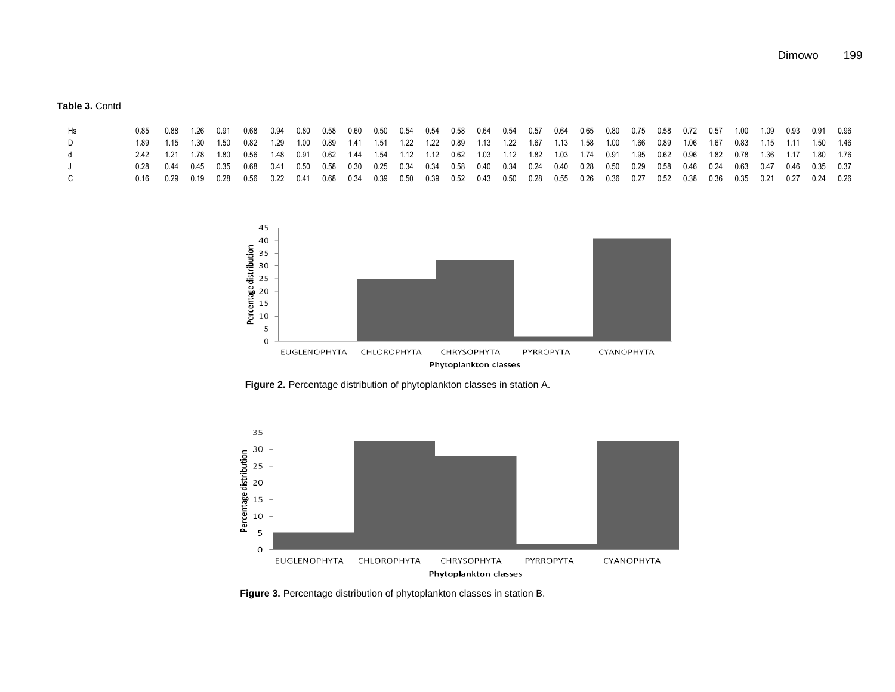**Table 3.** Contd

| | | | | | | | | | | | | | | | | | | | | | | | | | | | | |
|---|---|---|---|---|---|---|---|---|---|---|---|---|---|---|---|---|---|---|---|---|---|---|---|---|---|---|---|---|
| Hs | 0.85 | 0.88 | 1.26 | 0.91 | 0.68 | 0.94 | 0.80 | 0.58 | 0.60 | 0.50 | 0.54 | 0.54 | 0.58 | 0.64 | 0.54 | 0.57 | 0.64 | 0.65 | 0.80 | 0.75 | 0.58 | 0.72 | 0.57 | 1.00 | 1.09 | 0.93 | 0.91 | 0.96 |
| D | 1.89 | 1.15 | 1.30 | 1.50 | 0.82 | 1.29 | 1.00 | 0.89 | 1.41 | 1.51 | 1.22 | 1.22 | 0.89 | 1.13 | 1.22 | 1.67 | 1.13 | 1.58 | 1.00 | 1.66 | 0.89 | 1.06 | 1.67 | 0.83 | 1.15 | 1.11 | 1.50 | 1.46 |
| d | 2.42 | 1.21 | 1.78 | 1.80 | 0.56 | 1.48 | 0.91 | 0.62 | 1.44 | 1.54 | 1.12 | 1.12 | 0.62 | 1.03 | 1.12 | 1.82 | 1.03 | 1.74 | 0.91 | 1.95 | 0.62 | 0.96 | 1.82 | 0.78 | 1.36 | 1.17 | 1.80 | 1.76 |
| J | 0.28 | 0.44 | 0.45 | 0.35 | 0.68 | 0.41 | 0.50 | 0.58 | 0.30 | 0.25 | 0.34 | 0.34 | 0.58 | 0.40 | 0.34 | 0.24 | 0.40 | 0.28 | 0.50 | 0.29 | 0.58 | 0.46 | 0.24 | 0.63 | 0.47 | 0.46 | 0.35 | 0.37 |
| C | 0.16 | 0.29 | 0.19 | 0.28 | 0.56 | 0.22 | 0.41 | 0.68 | 0.34 | 0.39 | 0.50 | 0.39 | 0.52 | 0.43 | 0.50 | 0.28 | 0.55 | 0.26 | 0.36 | 0.27 | 0.52 | 0.38 | 0.36 | 0.35 | 0.21 | 0.27 | 0.24 | 0.26 |

**Figure 2.** Percentage distribution of phytoplankton classes in station A.

**Figure 3.** Percentage distribution of phytoplankton classes in station B.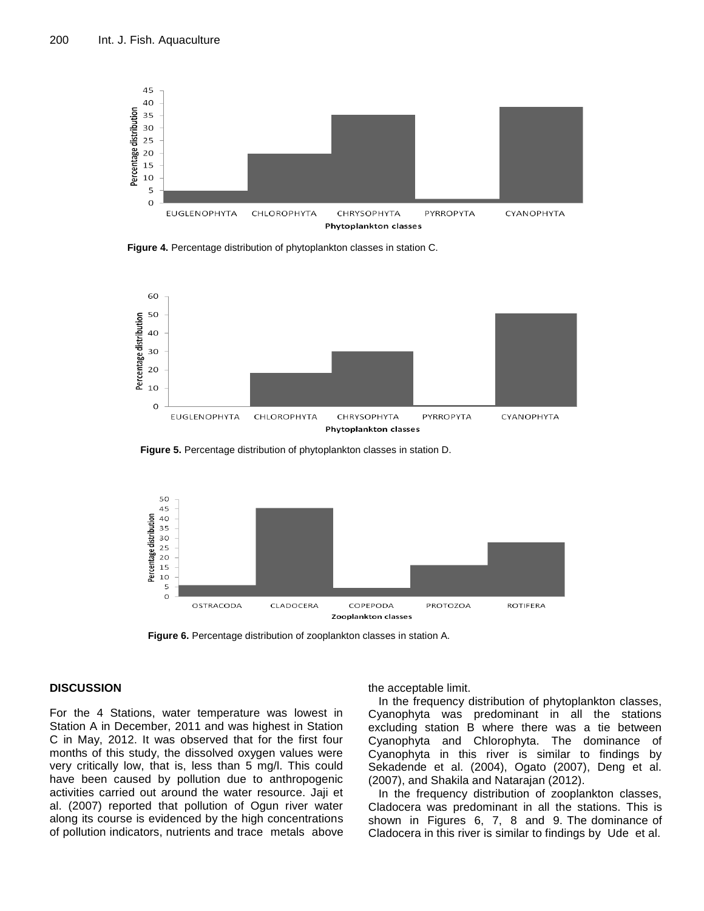Figure 4. Percentage distribution of phytoplankton classes in station C.

Figure 5. Percentage distribution of phytoplankton classes in station D.

Figure 6. Percentage distribution of zooplankton classes in station A.

## DISCUSSION

For the 4 Stations, water temperature was lowest in Station A in December, 2011 and was highest in Station C in May, 2012. It was observed that for the first four months of this study, the dissolved oxygen values were very critically low, that is, less than 5 mg/l. This could have been caused by pollution due to anthropogenic activities carried out around the water resource. Jaji et al. (2007) reported that pollution of Ogun river water along its course is evidenced by the high concentrations of pollution indicators, nutrients and trace metals above the acceptable limit.

In the frequency distribution of phytoplankton classes, Cyanophyta was predominant in all the stations excluding station B where there was a tie between Cyanophyta and Chlorophyta. The dominance of Cyanophyta in this river is similar to findings by Sekadende et al. (2004), Ogato (2007), Deng et al. (2007), and Shakila and Natarajan (2012).

In the frequency distribution of zooplankton classes, Cladocera was predominant in all the stations. This is shown in Figures 6, 7, 8 and 9. The dominance of Cladocera in this river is similar to findings by Ude et al.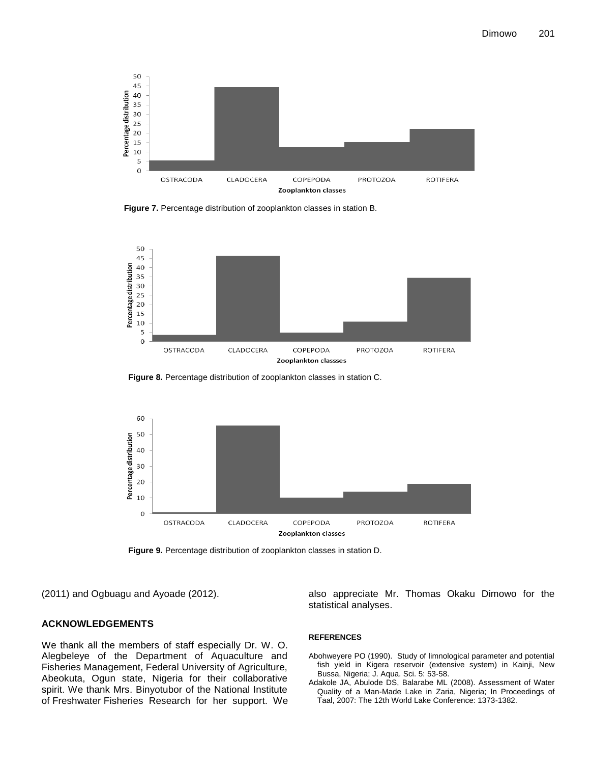Figure 7. Percentage distribution of zooplankton classes in station B.

Figure 8. Percentage distribution of zooplankton classes in station C.

Figure 9. Percentage distribution of zooplankton classes in station D.

(2011) and Ogbuagu and Ayoade (2012).

## ACKNOWLEDGEMENTS

We thank all the members of staff especially Dr. W. O. Alegbeleye of the Department of Aquaculture and Fisheries Management, Federal University of Agriculture, Abeokuta, Ogun state, Nigeria for their collaborative spirit. We thank Mrs. Binyotubor of the National Institute of Freshwater Fisheries Research for her support. We also appreciate Mr. Thomas Okaku Dimowo for the statistical analyses.

## REFERENCES

Abohweyere PO (1990). Study of limnological parameter and potential fish yield in Kigera reservoir (extensive system) in Kainji, New Bussa, Nigeria; J. Aqua. Sci. 5: 53-58.

Adakole JA, Abulode DS, Balarabe ML (2008). Assessment of Water Quality of a Man-Made Lake in Zaria, Nigeria; In Proceedings of Taal, 2007: The 12th World Lake Conference: 1373-1382.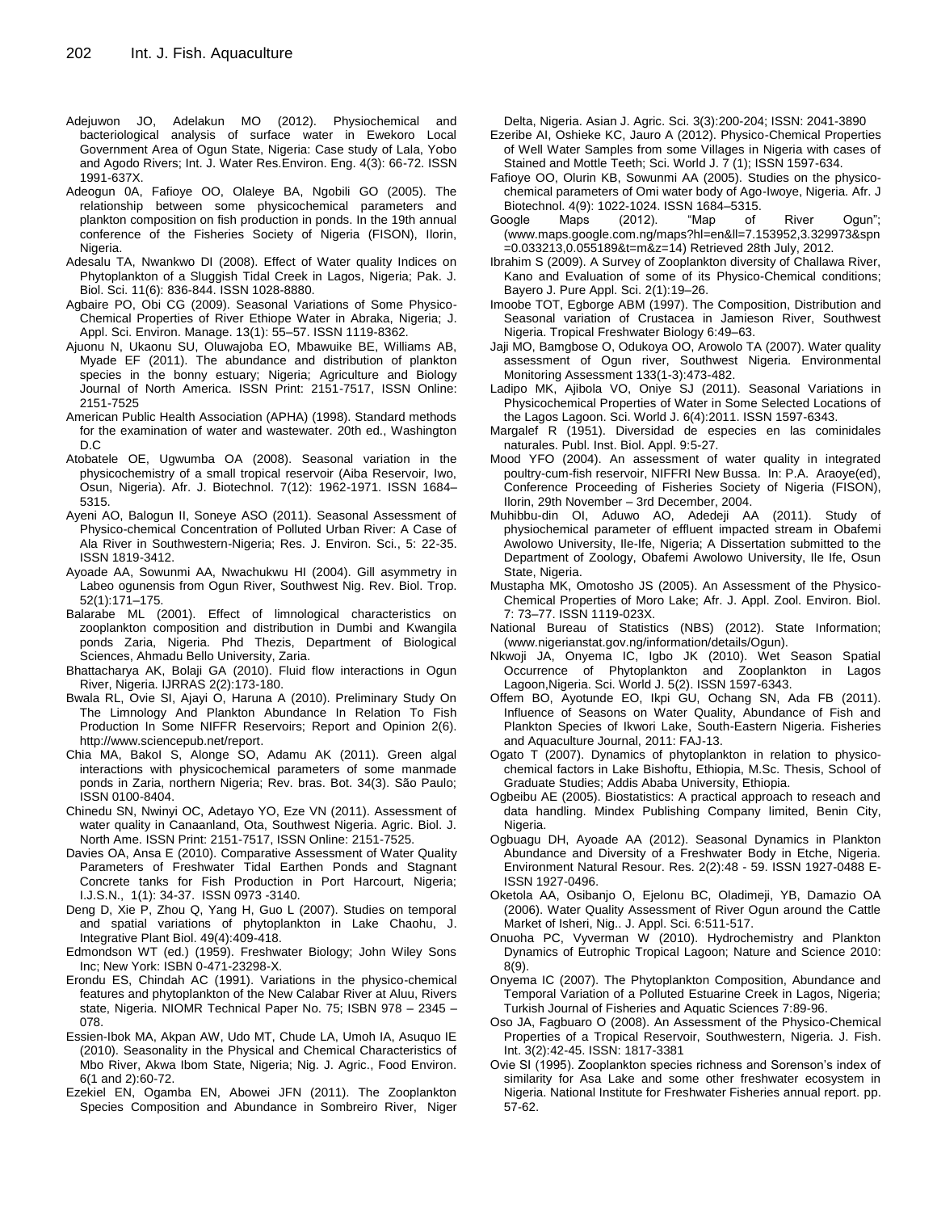Adejuwon JO, Adelakun MO (2012). Physiochemical and bacteriological analysis of surface water in Ewekoro Local Government Area of Ogun State, Nigeria: Case study of Lala, Yobo and Agodo Rivers; Int. J. Water Res.Environ. Eng. 4(3): 66-72. ISSN 1991-637X.

Adeogun 0A, Fafioye OO, Olaleye BA, Ngobili GO (2005). The relationship between some physicochemical parameters and plankton composition on fish production in ponds. In the 19th annual conference of the Fisheries Society of Nigeria (FISON), Ilorin, Nigeria.

Adesalu TA, Nwankwo DI (2008). Effect of Water quality Indices on Phytoplankton of a Sluggish Tidal Creek in Lagos, Nigeria; Pak. J. Biol. Sci. 11(6): 836-844. ISSN 1028-8880.

Agbaire PO, Obi CG (2009). Seasonal Variations of Some Physico-Chemical Properties of River Ethiope Water in Abraka, Nigeria; J. Appl. Sci. Environ. Manage. 13(1): 55–57. ISSN 1119-8362.

Ajuonu N, Ukaonu SU, Oluwajoba EO, Mbawuike BE, Williams AB, Myade EF (2011). The abundance and distribution of plankton species in the bonny estuary; Nigeria; Agriculture and Biology Journal of North America. ISSN Print: 2151-7517, ISSN Online: 2151-7525

American Public Health Association (APHA) (1998). Standard methods for the examination of water and wastewater. 20th ed., Washington D.C

Atobatele OE, Ugwumba OA (2008). Seasonal variation in the physicochemistry of a small tropical reservoir (Aiba Reservoir, Iwo, Osun, Nigeria). Afr. J. Biotechnol. 7(12): 1962-1971. ISSN 1684–5315.

Ayeni AO, Balogun II, Soneye ASO (2011). Seasonal Assessment of Physico-chemical Concentration of Polluted Urban River: A Case of Ala River in Southwestern-Nigeria; Res. J. Environ. Sci., 5: 22-35. ISSN 1819-3412.

Ayoade AA, Sowunmi AA, Nwachukwu HI (2004). Gill asymmetry in Labeo ogunensis from Ogun River, Southwest Nig. Rev. Biol. Trop. 52(1):171–175.

Balarabe ML (2001). Effect of limnological characteristics on zooplankton composition and distribution in Dumbi and Kwangila ponds Zaria, Nigeria. Phd Thezis, Department of Biological Sciences, Ahmadu Bello University, Zaria.

Bhattacharya AK, Bolaji GA (2010). Fluid flow interactions in Ogun River, Nigeria. IJRRAS 2(2):173-180.

Bwala RL, Ovie SI, Ajayi O, Haruna A (2010). Preliminary Study On The Limnology And Plankton Abundance In Relation To Fish Production In Some NIFFR Reservoirs; Report and Opinion 2(6). http://www.sciencepub.net/report.

Chia MA, Bakol S, Alonge SO, Adamu AK (2011). Green algal interactions with physicochemical parameters of some manmade ponds in Zaria, northern Nigeria; Rev. bras. Bot. 34(3). São Paulo; ISSN 0100-8404.

Chinedu SN, Nwinyi OC, Adetayo YO, Eze VN (2011). Assessment of water quality in Canaanland, Ota, Southwest Nigeria. Agric. Biol. J. North Ame. ISSN Print: 2151-7517, ISSN Online: 2151-7525.

Davies OA, Ansa E (2010). Comparative Assessment of Water Quality Parameters of Freshwater Tidal Earthen Ponds and Stagnant Concrete tanks for Fish Production in Port Harcourt, Nigeria; I.J.S.N., 1(1): 34-37. ISSN 0973 -3140.

Deng D, Xie P, Zhou Q, Yang H, Guo L (2007). Studies on temporal and spatial variations of phytoplankton in Lake Chaohu, J. Integrative Plant Biol. 49(4):409-418.

Edmondson WT (ed.) (1959). Freshwater Biology; John Wiley Sons Inc; New York: ISBN 0-471-23298-X.

Erondu ES, Chindah AC (1991). Variations in the physico-chemical features and phytoplankton of the New Calabar River at Aluu, Rivers state, Nigeria. NIOMR Technical Paper No. 75; ISBN 978 – 2345 – 078.

Essien-Ibok MA, Akpan AW, Udo MT, Chude LA, Umoh IA, Asuquo IE (2010). Seasonality in the Physical and Chemical Characteristics of Mbo River, Akwa Ibom State, Nigeria; Nig. J. Agric., Food Environ. 6(1 and 2):60-72.

Ezekiel EN, Ogamba EN, Abowei JFN (2011). The Zooplankton Species Composition and Abundance in Sombreiro River, Niger Delta, Nigeria. Asian J. Agric. Sci. 3(3):200-204; ISSN: 2041-3890

Ezeribe AI, Oshieke KC, Jauro A (2012). Physico-Chemical Properties of Well Water Samples from some Villages in Nigeria with cases of Stained and Mottle Teeth; Sci. World J. 7 (1); ISSN 1597-634.

Fafioye OO, Olurin KB, Sowunmi AA (2005). Studies on the physico-chemical parameters of Omi water body of Ago-Iwoye, Nigeria. Afr. J Biotechnol. 4(9): 1022-1024. ISSN 1684–5315.

Google Maps (2012). "Map of River Ogun"; (www.maps.google.com.ng/maps?hl=en&ll=7.153952,3.329973&spn=0.033213,0.055189&t=m&z=14) Retrieved 28th July, 2012.

Ibrahim S (2009). A Survey of Zooplankton diversity of Challawa River, Kano and Evaluation of some of its Physico-Chemical conditions; Bayero J. Pure Appl. Sci. 2(1):19–26.

Imoobe TOT, Egborge ABM (1997). The Composition, Distribution and Seasonal variation of Crustacea in Jamieson River, Southwest Nigeria. Tropical Freshwater Biology 6:49–63.

Jaji MO, Bamgbose O, Odukoya OO, Arowolo TA (2007). Water quality assessment of Ogun river, Southwest Nigeria. Environmental Monitoring Assessment 133(1-3):473-482.

Ladipo MK, Ajibola VO, Oniye SJ (2011). Seasonal Variations in Physicochemical Properties of Water in Some Selected Locations of the Lagos Lagoon. Sci. World J. 6(4):2011. ISSN 1597-6343.

Margalef R (1951). Diversidad de especies en las cominidales naturales. Publ. Inst. Biol. Appl. 9:5-27.

Mood YFO (2004). An assessment of water quality in integrated poultry-cum-fish reservoir, NIFFRI New Bussa. In: P.A. Araoye(ed), Conference Proceeding of Fisheries Society of Nigeria (FISON), Ilorin, 29th November – 3rd December, 2004.

Muhibbu-din OI, Aduwo AO, Adedeji AA (2011). Study of physiochemical parameter of effluent impacted stream in Obafemi Awolowo University, Ile-Ife, Nigeria; A Dissertation submitted to the Department of Zoology, Obafemi Awolowo University, Ile Ife, Osun State, Nigeria.

Mustapha MK, Omotosho JS (2005). An Assessment of the Physico-Chemical Properties of Moro Lake; Afr. J. Appl. Zool. Environ. Biol. 7: 73–77. ISSN 1119-023X.

National Bureau of Statistics (NBS) (2012). State Information; (www.nigerianstat.gov.ng/information/details/Ogun).

Nkwoji JA, Onyema IC, Igbo JK (2010). Wet Season Spatial Occurrence of Phytoplankton and Zooplankton in Lagos Lagoon,Nigeria. Sci. World J. 5(2). ISSN 1597-6343.

Offem BO, Ayotunde EO, Ikpi GU, Ochang SN, Ada FB (2011). Influence of Seasons on Water Quality, Abundance of Fish and Plankton Species of Ikwori Lake, South-Eastern Nigeria. Fisheries and Aquaculture Journal, 2011: FAJ-13.

Ogato T (2007). Dynamics of phytoplankton in relation to physico-chemical factors in Lake Bishoftu, Ethiopia, M.Sc. Thesis, School of Graduate Studies; Addis Ababa University, Ethiopia.

Ogbeibu AE (2005). Biostatistics: A practical approach to reseach and data handling. Mindex Publishing Company limited, Benin City, Nigeria.

Ogbuagu DH, Ayoade AA (2012). Seasonal Dynamics in Plankton Abundance and Diversity of a Freshwater Body in Etche, Nigeria. Environment Natural Resour. Res. 2(2):48 - 59. ISSN 1927-0488 E-ISSN 1927-0496.

Oketola AA, Osibanjo O, Ejelonu BC, Oladimeji, YB, Damazio OA (2006). Water Quality Assessment of River Ogun around the Cattle Market of Isheri, Nig.. J. Appl. Sci. 6:511-517.

Onuoha PC, Vyverman W (2010). Hydrochemistry and Plankton Dynamics of Eutrophic Tropical Lagoon; Nature and Science 2010: 8(9).

Onyema IC (2007). The Phytoplankton Composition, Abundance and Temporal Variation of a Polluted Estuarine Creek in Lagos, Nigeria; Turkish Journal of Fisheries and Aquatic Sciences 7:89-96.

Oso JA, Fagbuaro O (2008). An Assessment of the Physico-Chemical Properties of a Tropical Reservoir, Southwestern, Nigeria. J. Fish. Int. 3(2):42-45. ISSN: 1817-3381

Ovie SI (1995). Zooplankton species richness and Sorenson's index of similarity for Asa Lake and some other freshwater ecosystem in Nigeria. National Institute for Freshwater Fisheries annual report. pp. 57-62.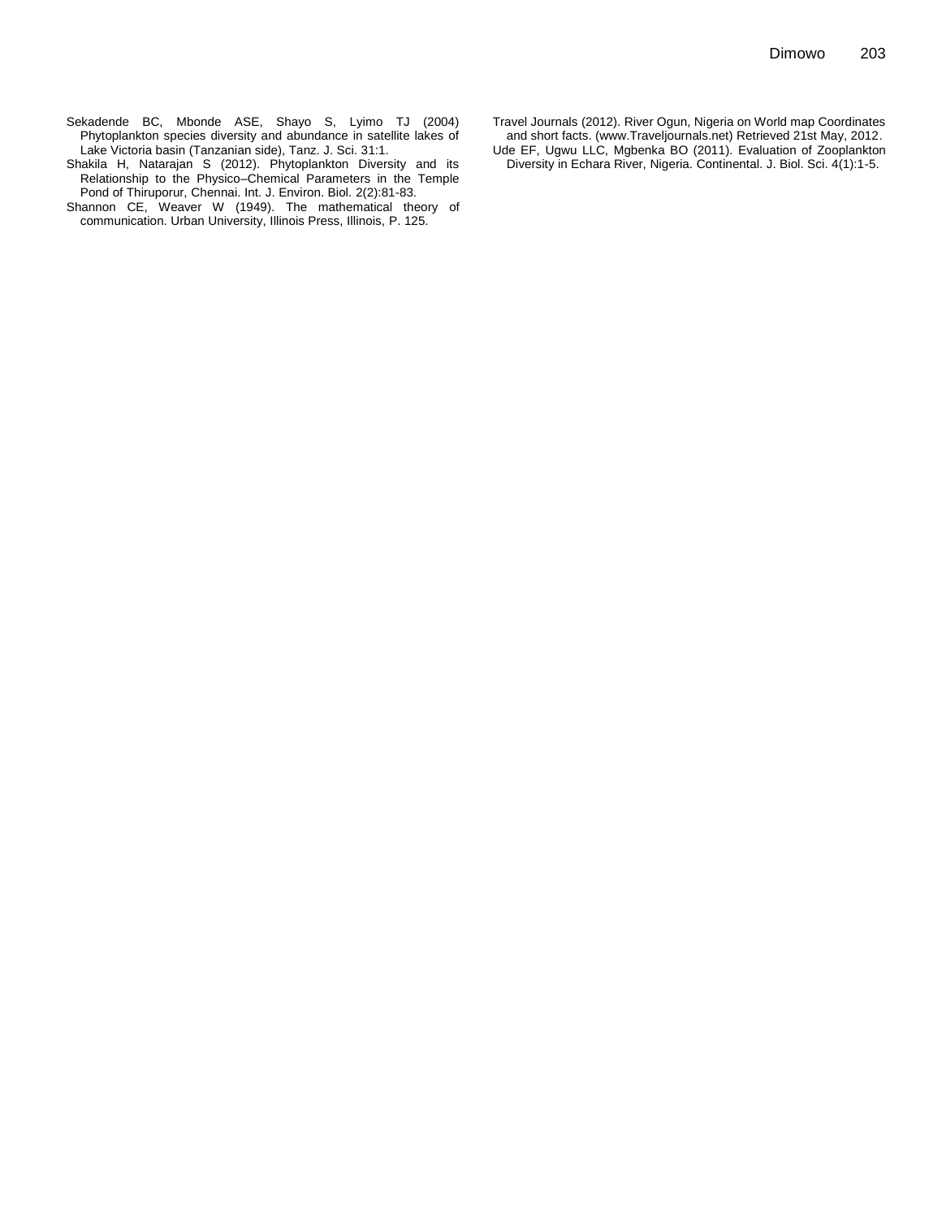Sekadende BC, Mbonde ASE, Shayo S, Lyimo TJ (2004) Phytoplankton species diversity and abundance in satellite lakes of Lake Victoria basin (Tanzanian side), Tanz. J. Sci. 31:1.

Shakila H, Natarajan S (2012). Phytoplankton Diversity and its Relationship to the Physico–Chemical Parameters in the Temple Pond of Thiruporur, Chennai. Int. J. Environ. Biol. 2(2):81-83.

Shannon CE, Weaver W (1949). The mathematical theory of communication. Urban University, Illinois Press, Illinois, P. 125.

Travel Journals (2012). River Ogun, Nigeria on World map Coordinates and short facts. (www.Traveljournals.net) Retrieved 21st May, 2012.

Ude EF, Ugwu LLC, Mgbenka BO (2011). Evaluation of Zooplankton Diversity in Echara River, Nigeria. Continental. J. Biol. Sci. 4(1):1-5.